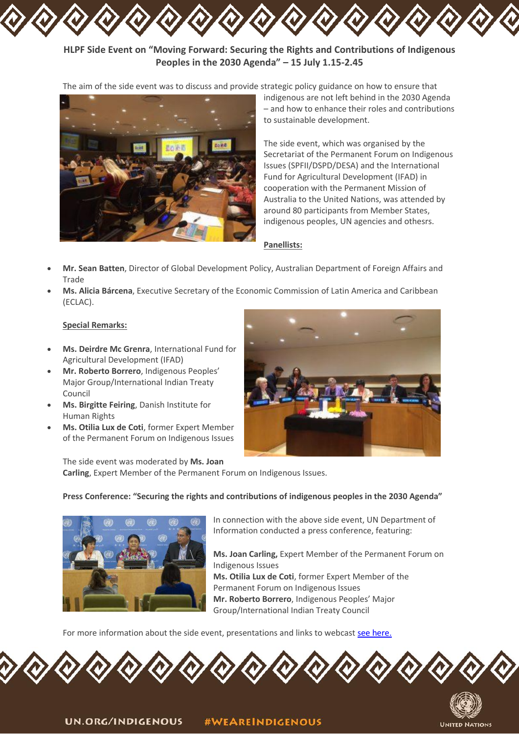## HLPF Side Event on "Moving Forward: Securing the Rights and Contributions of Indigenous Peoples in the 2030 Agenda" – 15 July 1.15-2.45

The aim of the side event was to discuss and provide strategic policy guidance on how to ensure that indigenous are not left behind in the 2030 Agenda – and how to enhance their roles and contributions to sustainable development.

The side event, which was organised by the Secretariat of the Permanent Forum on Indigenous Issues (SPFII/DSPD/DESA) and the International Fund for Agricultural Development (IFAD) in cooperation with the Permanent Mission of Australia to the United Nations, was attended by around 80 participants from Member States, indigenous peoples, UN agencies and othesrs.

**Panellists:**

- **Mr. Sean Batten**, Director of Global Development Policy, Australian Department of Foreign Affairs and Trade
- **Ms. Alicia Bárcena**, Executive Secretary of the Economic Commission of Latin America and Caribbean (ECLAC).

**Special Remarks:**

- **Ms. Deirdre Mc Grenra**, International Fund for Agricultural Development (IFAD)
- **Mr. Roberto Borrero**, Indigenous Peoples' Major Group/International Indian Treaty Council
- **Ms. Birgitte Feiring**, Danish Institute for Human Rights
- **Ms. Otilia Lux de Coti**, former Expert Member of the Permanent Forum on Indigenous Issues

The side event was moderated by **Ms. Joan Carling**, Expert Member of the Permanent Forum on Indigenous Issues.

**Press Conference: "Securing the rights and contributions of indigenous peoples in the 2030 Agenda"**

In connection with the above side event, UN Department of Information conducted a press conference, featuring:

**Ms. Joan Carling,** Expert Member of the Permanent Forum on Indigenous Issues
**Ms. Otilia Lux de Coti**, former Expert Member of the Permanent Forum on Indigenous Issues
**Mr. Roberto Borrero**, Indigenous Peoples' Major Group/International Indian Treaty Council

For more information about the side event, presentations and links to webcast see here.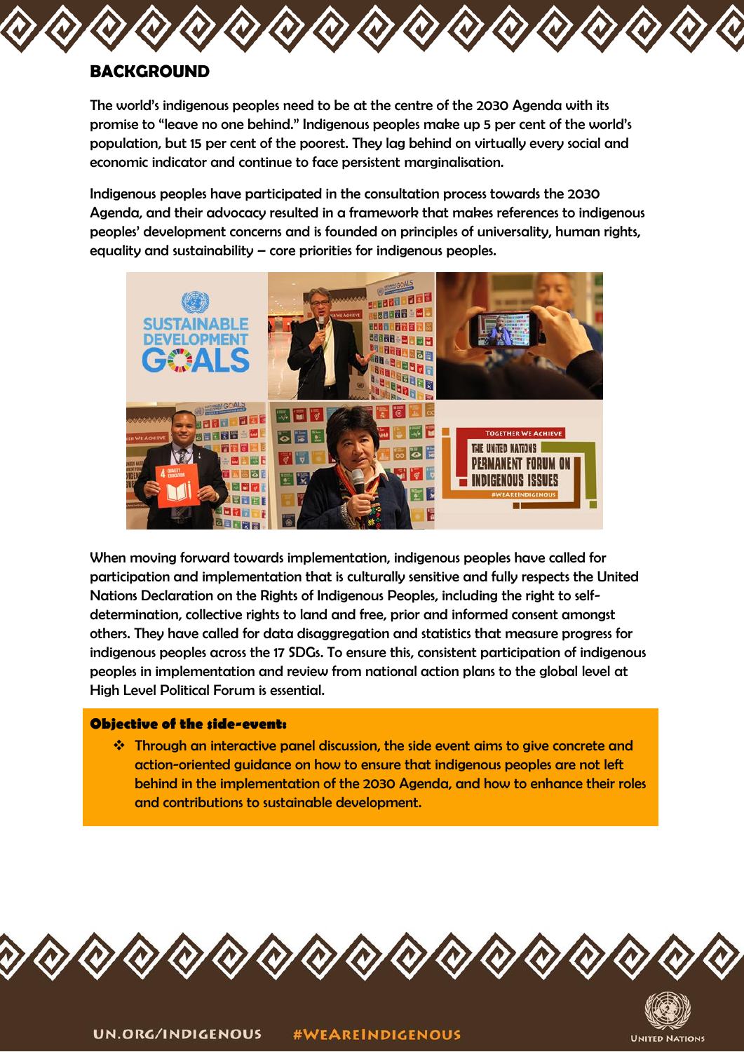## BACKGROUND

The world's indigenous peoples need to be at the centre of the 2030 Agenda with its promise to "leave no one behind." Indigenous peoples make up 5 per cent of the world's population, but 15 per cent of the poorest. They lag behind on virtually every social and economic indicator and continue to face persistent marginalisation.

Indigenous peoples have participated in the consultation process towards the 2030 Agenda, and their advocacy resulted in a framework that makes references to indigenous peoples' development concerns and is founded on principles of universality, human rights, equality and sustainability – core priorities for indigenous peoples.

When moving forward towards implementation, indigenous peoples have called for participation and implementation that is culturally sensitive and fully respects the United Nations Declaration on the Rights of Indigenous Peoples, including the right to self-determination, collective rights to land and free, prior and informed consent amongst others. They have called for data disaggregation and statistics that measure progress for indigenous peoples across the 17 SDGs. To ensure this, consistent participation of indigenous peoples in implementation and review from national action plans to the global level at High Level Political Forum is essential.

**Objective of the side-event:**

- Through an interactive panel discussion, the side event aims to give concrete and action-oriented guidance on how to ensure that indigenous peoples are not left behind in the implementation of the 2030 Agenda, and how to enhance their roles and contributions to sustainable development.

UN.ORG/INDIGENOUS #WEAREINDIGENOUS

United Nations